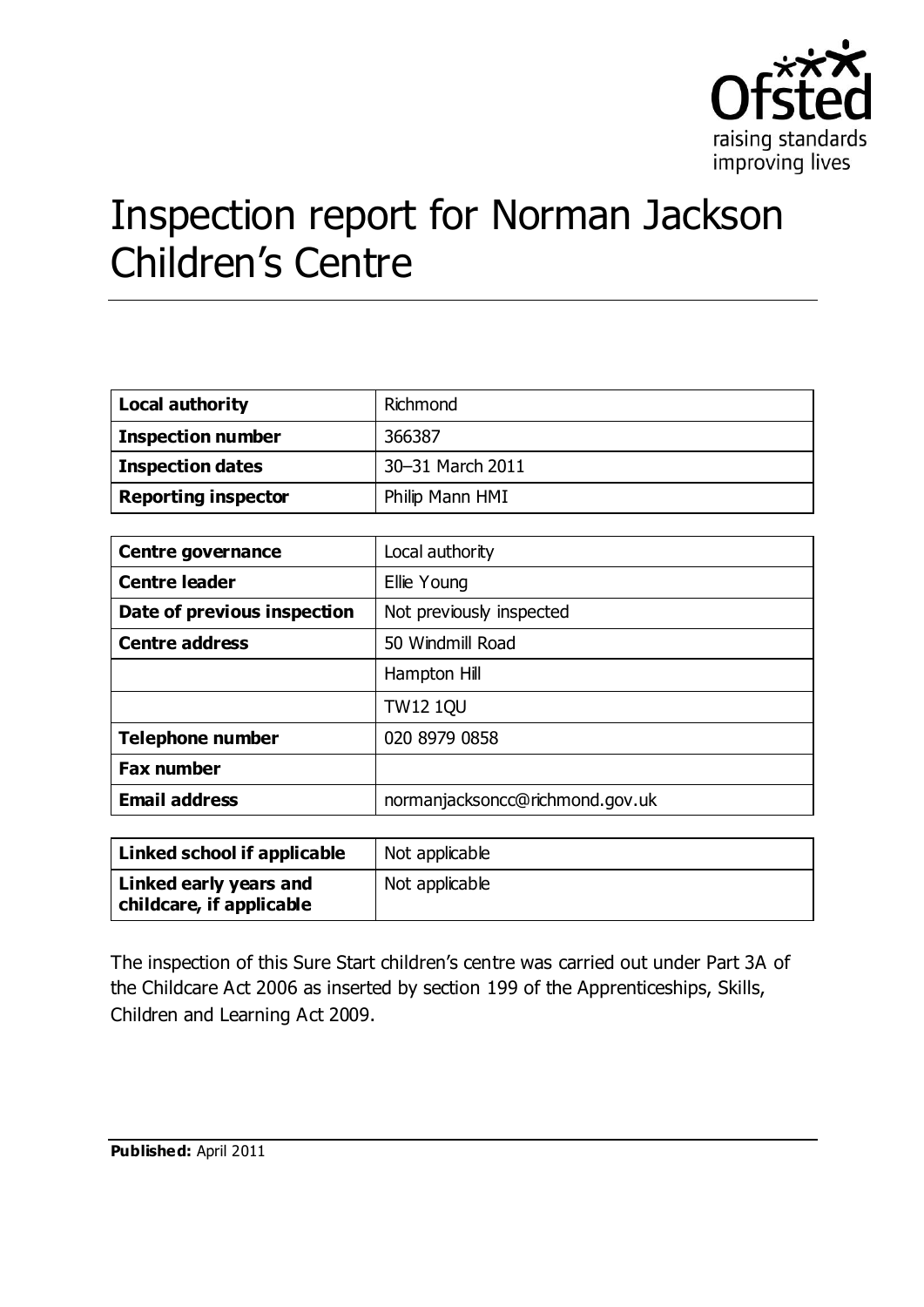Ofsted
raising standards
improving lives

# Inspection report for Norman Jackson Children's Centre

| | |
|---|---|
| **Local authority** | Richmond |
| **Inspection number** | 366387 |
| **Inspection dates** | 30–31 March 2011 |
| **Reporting inspector** | Philip Mann HMI |

| | |
|---|---|
| **Centre governance** | Local authority |
| **Centre leader** | Ellie Young |
| **Date of previous inspection** | Not previously inspected |
| **Centre address** | 50 Windmill Road |
| | Hampton Hill |
| | TW12 1QU |
| **Telephone number** | 020 8979 0858 |
| **Fax number** | |
| **Email address** | normanjacksoncc@richmond.gov.uk |

| | |
|---|---|
| **Linked school if applicable** | Not applicable |
| **Linked early years and childcare, if applicable** | Not applicable |

The inspection of this Sure Start children's centre was carried out under Part 3A of the Childcare Act 2006 as inserted by section 199 of the Apprenticeships, Skills, Children and Learning Act 2009.

**Published:** April 2011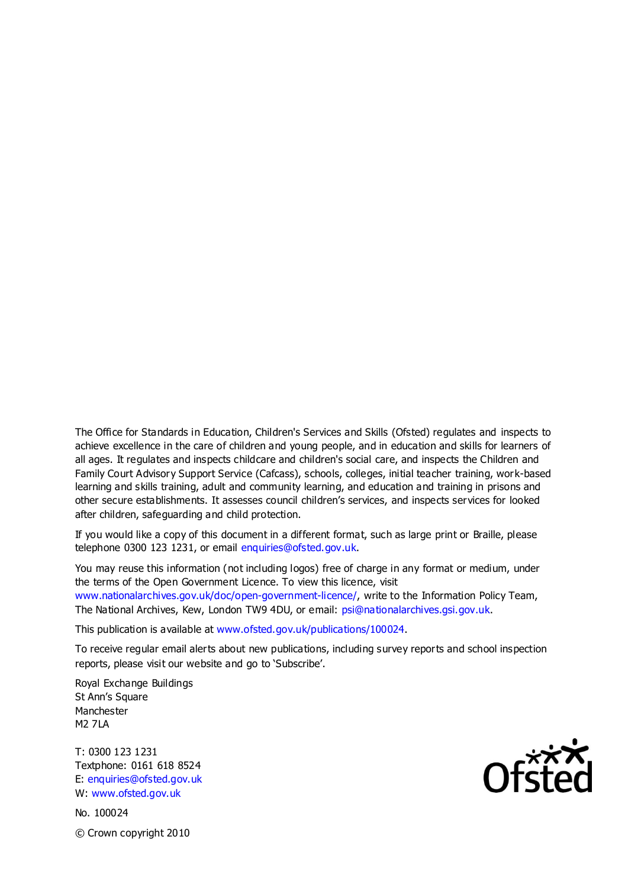The Office for Standards in Education, Children's Services and Skills (Ofsted) regulates and inspects to achieve excellence in the care of children and young people, and in education and skills for learners of all ages. It regulates and inspects childcare and children's social care, and inspects the Children and Family Court Advisory Support Service (Cafcass), schools, colleges, initial teacher training, work-based learning and skills training, adult and community learning, and education and training in prisons and other secure establishments. It assesses council children's services, and inspects services for looked after children, safeguarding and child protection.

If you would like a copy of this document in a different format, such as large print or Braille, please telephone 0300 123 1231, or email enquiries@ofsted.gov.uk.

You may reuse this information (not including logos) free of charge in any format or medium, under the terms of the Open Government Licence. To view this licence, visit www.nationalarchives.gov.uk/doc/open-government-licence/, write to the Information Policy Team, The National Archives, Kew, London TW9 4DU, or email: psi@nationalarchives.gsi.gov.uk.

This publication is available at www.ofsted.gov.uk/publications/100024.

To receive regular email alerts about new publications, including survey reports and school inspection reports, please visit our website and go to 'Subscribe'.

Royal Exchange Buildings
St Ann's Square
Manchester
M2 7LA

T: 0300 123 1231
Textphone: 0161 618 8524
E: enquiries@ofsted.gov.uk
W: www.ofsted.gov.uk

No. 100024

© Crown copyright 2010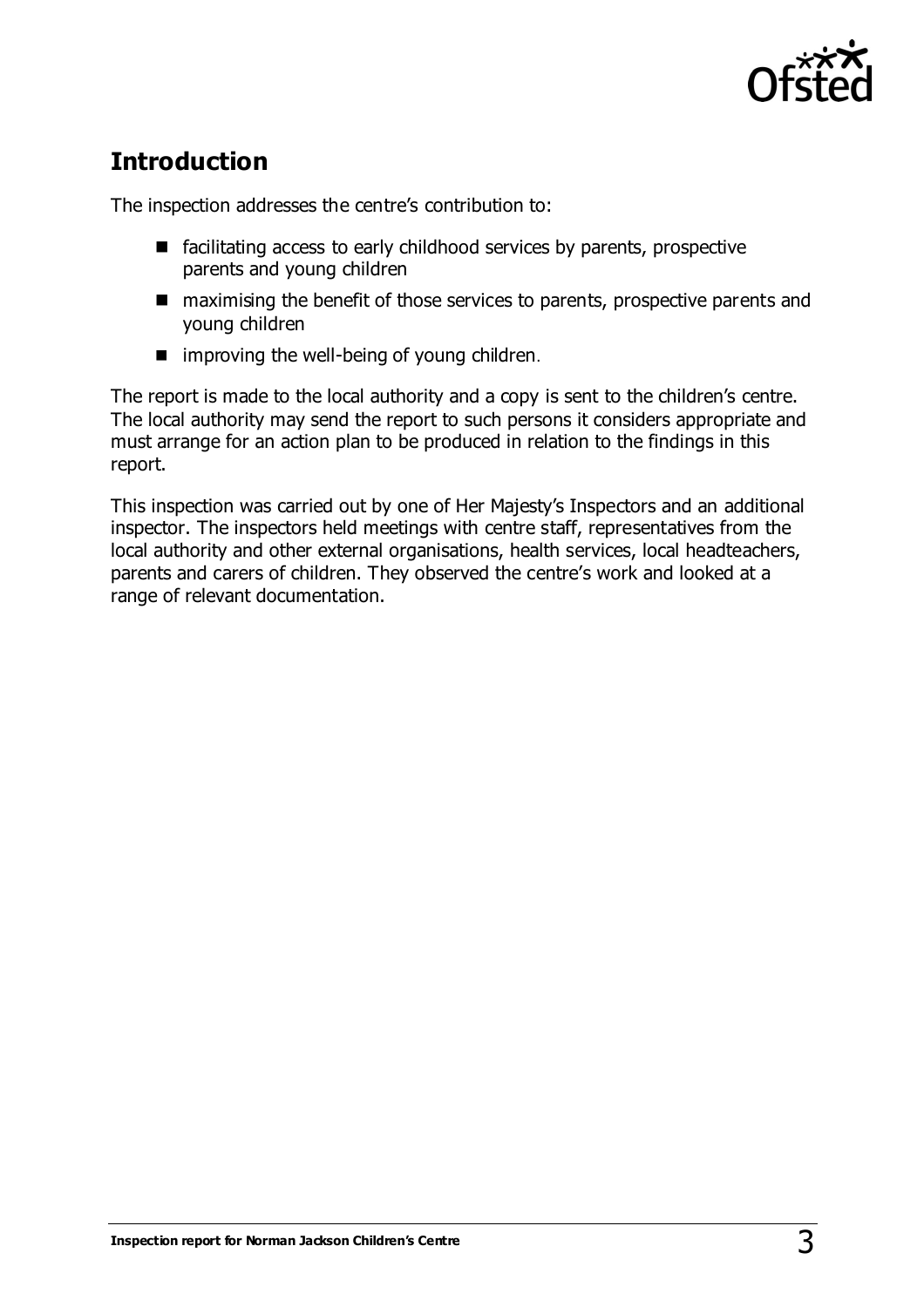## Introduction

The inspection addresses the centre's contribution to:

- facilitating access to early childhood services by parents, prospective parents and young children
- maximising the benefit of those services to parents, prospective parents and young children
- improving the well-being of young children.

The report is made to the local authority and a copy is sent to the children's centre. The local authority may send the report to such persons it considers appropriate and must arrange for an action plan to be produced in relation to the findings in this report.

This inspection was carried out by one of Her Majesty's Inspectors and an additional inspector. The inspectors held meetings with centre staff, representatives from the local authority and other external organisations, health services, local headteachers, parents and carers of children. They observed the centre's work and looked at a range of relevant documentation.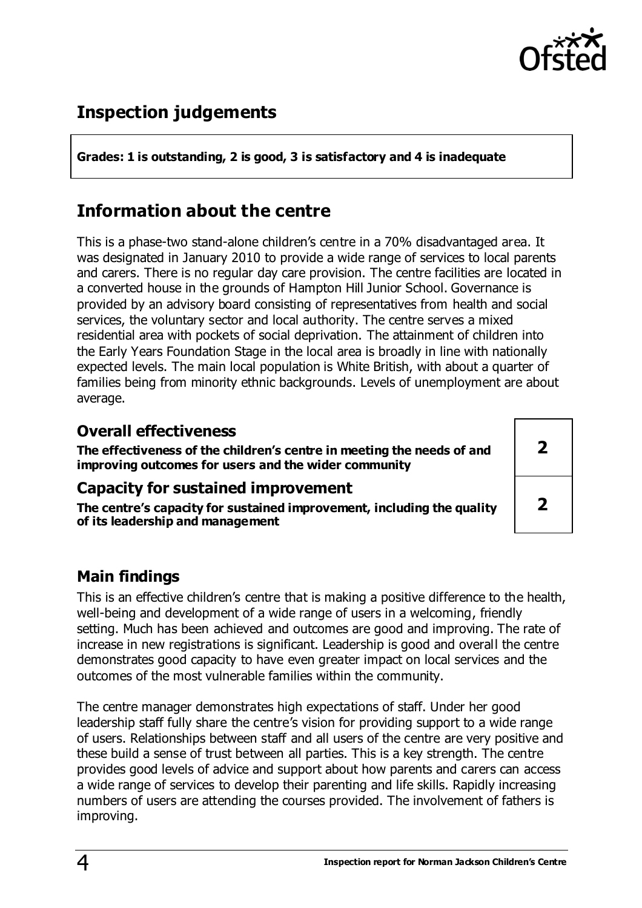## Inspection judgements

**Grades: 1 is outstanding, 2 is good, 3 is satisfactory and 4 is inadequate**

## Information about the centre

This is a phase-two stand-alone children's centre in a 70% disadvantaged area. It was designated in January 2010 to provide a wide range of services to local parents and carers. There is no regular day care provision. The centre facilities are located in a converted house in the grounds of Hampton Hill Junior School. Governance is provided by an advisory board consisting of representatives from health and social services, the voluntary sector and local authority. The centre serves a mixed residential area with pockets of social deprivation. The attainment of children into the Early Years Foundation Stage in the local area is broadly in line with nationally expected levels. The main local population is White British, with about a quarter of families being from minority ethnic backgrounds. Levels of unemployment are about average.

| | |
|---|---|
| **Overall effectiveness**<br>**The effectiveness of the children's centre in meeting the needs of and improving outcomes for users and the wider community** | **2** |
| **Capacity for sustained improvement**<br>**The centre's capacity for sustained improvement, including the quality of its leadership and management** | **2** |

### Main findings

This is an effective children's centre that is making a positive difference to the health, well-being and development of a wide range of users in a welcoming, friendly setting. Much has been achieved and outcomes are good and improving. The rate of increase in new registrations is significant. Leadership is good and overall the centre demonstrates good capacity to have even greater impact on local services and the outcomes of the most vulnerable families within the community.

The centre manager demonstrates high expectations of staff. Under her good leadership staff fully share the centre's vision for providing support to a wide range of users. Relationships between staff and all users of the centre are very positive and these build a sense of trust between all parties. This is a key strength. The centre provides good levels of advice and support about how parents and carers can access a wide range of services to develop their parenting and life skills. Rapidly increasing numbers of users are attending the courses provided. The involvement of fathers is improving.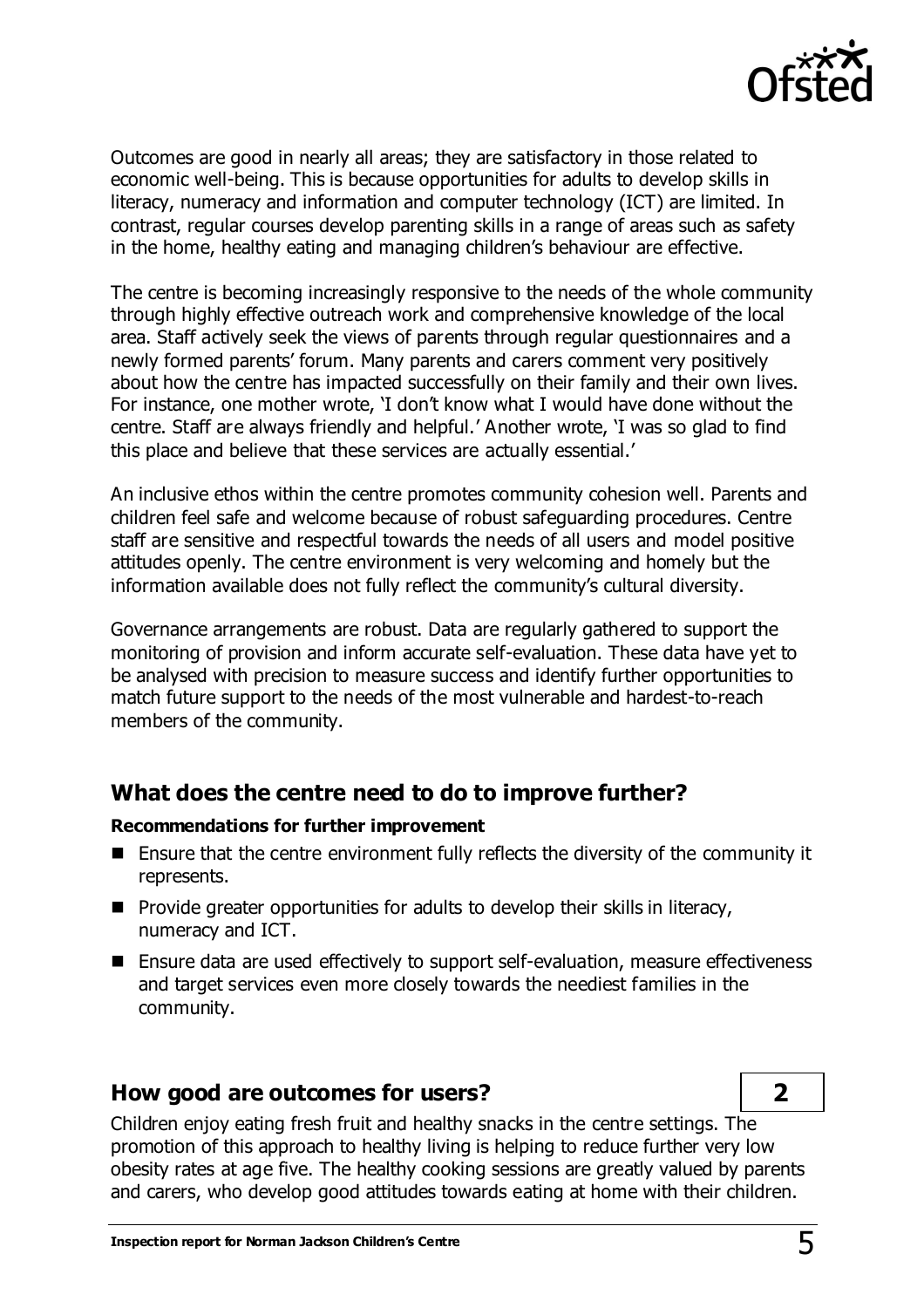Outcomes are good in nearly all areas; they are satisfactory in those related to economic well-being. This is because opportunities for adults to develop skills in literacy, numeracy and information and computer technology (ICT) are limited. In contrast, regular courses develop parenting skills in a range of areas such as safety in the home, healthy eating and managing children's behaviour are effective.

The centre is becoming increasingly responsive to the needs of the whole community through highly effective outreach work and comprehensive knowledge of the local area. Staff actively seek the views of parents through regular questionnaires and a newly formed parents' forum. Many parents and carers comment very positively about how the centre has impacted successfully on their family and their own lives. For instance, one mother wrote, 'I don't know what I would have done without the centre. Staff are always friendly and helpful.' Another wrote, 'I was so glad to find this place and believe that these services are actually essential.'

An inclusive ethos within the centre promotes community cohesion well. Parents and children feel safe and welcome because of robust safeguarding procedures. Centre staff are sensitive and respectful towards the needs of all users and model positive attitudes openly. The centre environment is very welcoming and homely but the information available does not fully reflect the community's cultural diversity.

Governance arrangements are robust. Data are regularly gathered to support the monitoring of provision and inform accurate self-evaluation. These data have yet to be analysed with precision to measure success and identify further opportunities to match future support to the needs of the most vulnerable and hardest-to-reach members of the community.

## What does the centre need to do to improve further?

**Recommendations for further improvement**

- Ensure that the centre environment fully reflects the diversity of the community it represents.
- Provide greater opportunities for adults to develop their skills in literacy, numeracy and ICT.
- Ensure data are used effectively to support self-evaluation, measure effectiveness and target services even more closely towards the neediest families in the community.

## How good are outcomes for users? **2**

Children enjoy eating fresh fruit and healthy snacks in the centre settings. The promotion of this approach to healthy living is helping to reduce further very low obesity rates at age five. The healthy cooking sessions are greatly valued by parents and carers, who develop good attitudes towards eating at home with their children.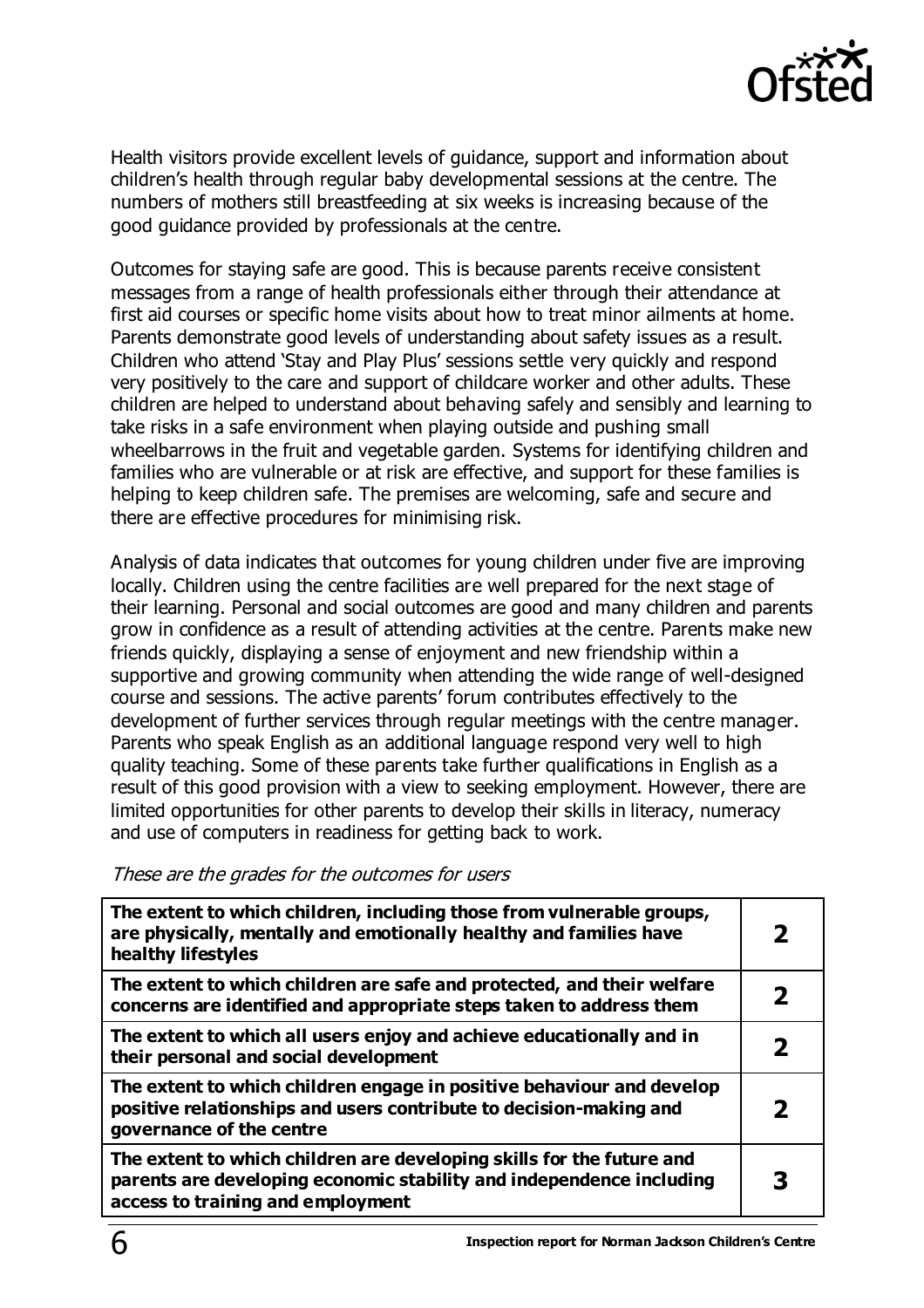Health visitors provide excellent levels of guidance, support and information about children's health through regular baby developmental sessions at the centre. The numbers of mothers still breastfeeding at six weeks is increasing because of the good guidance provided by professionals at the centre.

Outcomes for staying safe are good. This is because parents receive consistent messages from a range of health professionals either through their attendance at first aid courses or specific home visits about how to treat minor ailments at home. Parents demonstrate good levels of understanding about safety issues as a result. Children who attend 'Stay and Play Plus' sessions settle very quickly and respond very positively to the care and support of childcare worker and other adults. These children are helped to understand about behaving safely and sensibly and learning to take risks in a safe environment when playing outside and pushing small wheelbarrows in the fruit and vegetable garden. Systems for identifying children and families who are vulnerable or at risk are effective, and support for these families is helping to keep children safe. The premises are welcoming, safe and secure and there are effective procedures for minimising risk.

Analysis of data indicates that outcomes for young children under five are improving locally. Children using the centre facilities are well prepared for the next stage of their learning. Personal and social outcomes are good and many children and parents grow in confidence as a result of attending activities at the centre. Parents make new friends quickly, displaying a sense of enjoyment and new friendship within a supportive and growing community when attending the wide range of well-designed course and sessions. The active parents' forum contributes effectively to the development of further services through regular meetings with the centre manager. Parents who speak English as an additional language respond very well to high quality teaching. Some of these parents take further qualifications in English as a result of this good provision with a view to seeking employment. However, there are limited opportunities for other parents to develop their skills in literacy, numeracy and use of computers in readiness for getting back to work.

*These are the grades for the outcomes for users*

| | |
|---|---|
| **The extent to which children, including those from vulnerable groups, are physically, mentally and emotionally healthy and families have healthy lifestyles** | **2** |
| **The extent to which children are safe and protected, and their welfare concerns are identified and appropriate steps taken to address them** | **2** |
| **The extent to which all users enjoy and achieve educationally and in their personal and social development** | **2** |
| **The extent to which children engage in positive behaviour and develop positive relationships and users contribute to decision-making and governance of the centre** | **2** |
| **The extent to which children are developing skills for the future and parents are developing economic stability and independence including access to training and employment** | **3** |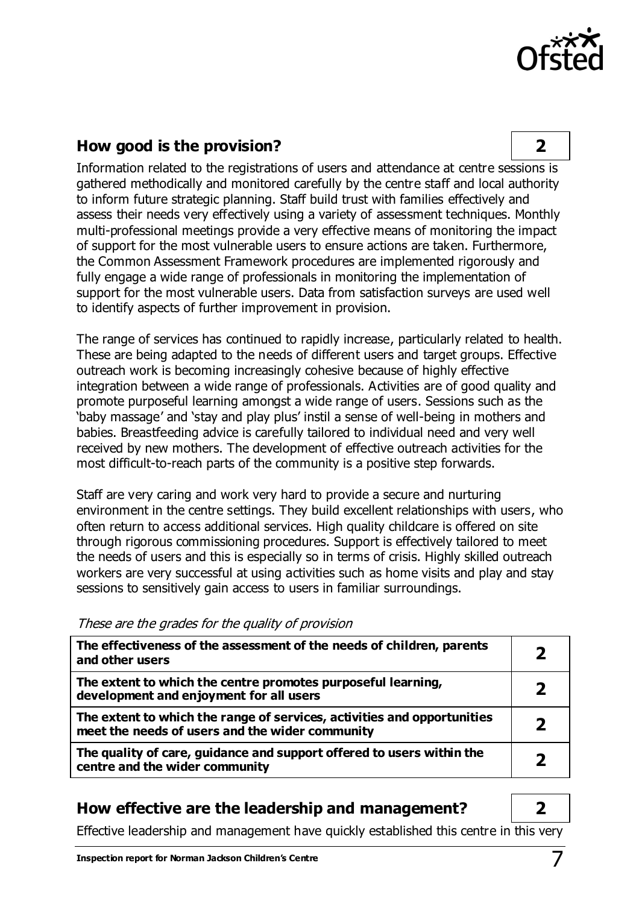## How good is the provision? 2

Information related to the registrations of users and attendance at centre sessions is gathered methodically and monitored carefully by the centre staff and local authority to inform future strategic planning. Staff build trust with families effectively and assess their needs very effectively using a variety of assessment techniques. Monthly multi-professional meetings provide a very effective means of monitoring the impact of support for the most vulnerable users to ensure actions are taken. Furthermore, the Common Assessment Framework procedures are implemented rigorously and fully engage a wide range of professionals in monitoring the implementation of support for the most vulnerable users. Data from satisfaction surveys are used well to identify aspects of further improvement in provision.

The range of services has continued to rapidly increase, particularly related to health. These are being adapted to the needs of different users and target groups. Effective outreach work is becoming increasingly cohesive because of highly effective integration between a wide range of professionals. Activities are of good quality and promote purposeful learning amongst a wide range of users. Sessions such as the 'baby massage' and 'stay and play plus' instil a sense of well-being in mothers and babies. Breastfeeding advice is carefully tailored to individual need and very well received by new mothers. The development of effective outreach activities for the most difficult-to-reach parts of the community is a positive step forwards.

Staff are very caring and work very hard to provide a secure and nurturing environment in the centre settings. They build excellent relationships with users, who often return to access additional services. High quality childcare is offered on site through rigorous commissioning procedures. Support is effectively tailored to meet the needs of users and this is especially so in terms of crisis. Highly skilled outreach workers are very successful at using activities such as home visits and play and stay sessions to sensitively gain access to users in familiar surroundings.

*These are the grades for the quality of provision*

| | |
|---|---|
| **The effectiveness of the assessment of the needs of children, parents and other users** | **2** |
| **The extent to which the centre promotes purposeful learning, development and enjoyment for all users** | **2** |
| **The extent to which the range of services, activities and opportunities meet the needs of users and the wider community** | **2** |
| **The quality of care, guidance and support offered to users within the centre and the wider community** | **2** |

## How effective are the leadership and management? 2

Effective leadership and management have quickly established this centre in this very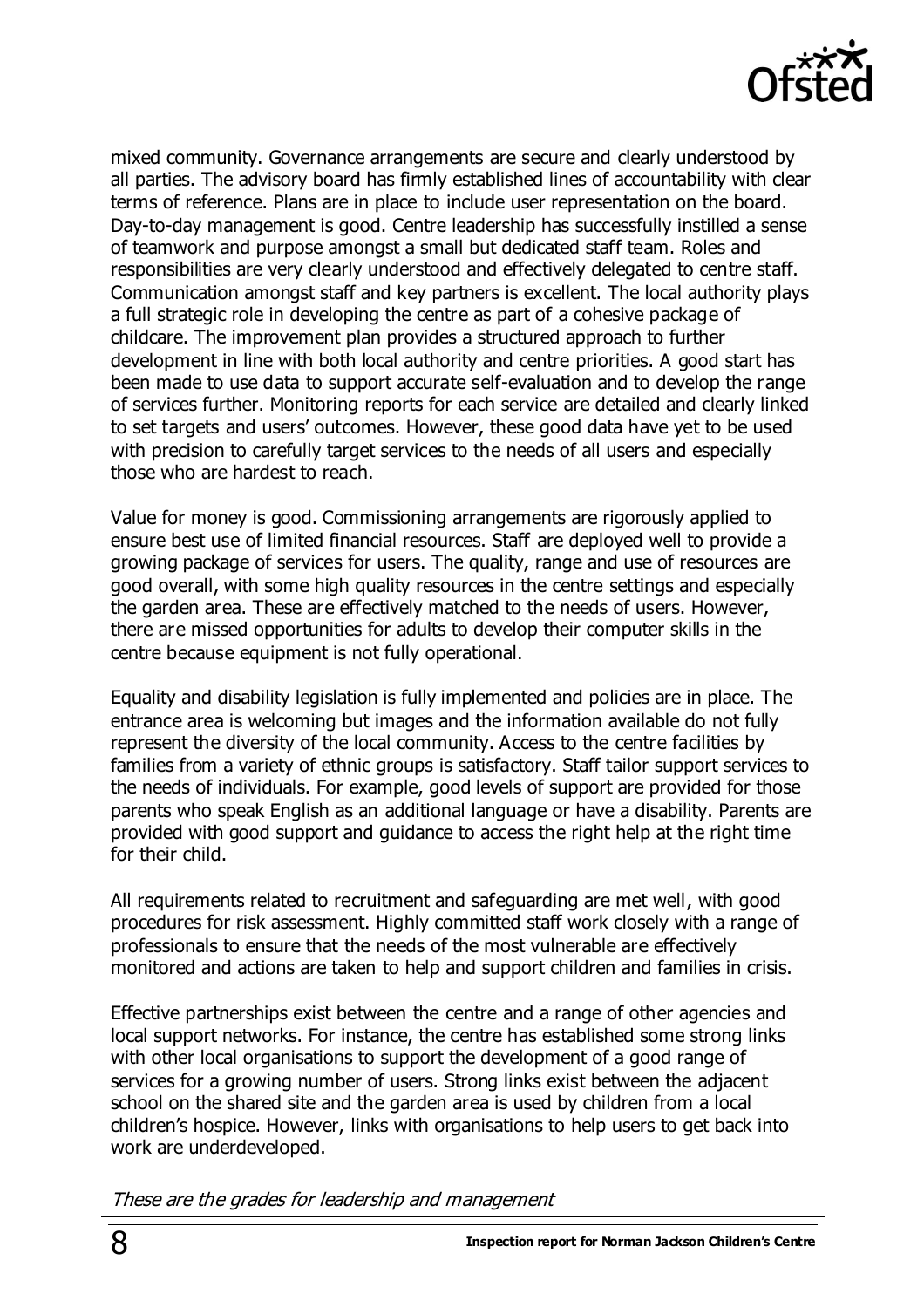mixed community. Governance arrangements are secure and clearly understood by all parties. The advisory board has firmly established lines of accountability with clear terms of reference. Plans are in place to include user representation on the board. Day-to-day management is good. Centre leadership has successfully instilled a sense of teamwork and purpose amongst a small but dedicated staff team. Roles and responsibilities are very clearly understood and effectively delegated to centre staff. Communication amongst staff and key partners is excellent. The local authority plays a full strategic role in developing the centre as part of a cohesive package of childcare. The improvement plan provides a structured approach to further development in line with both local authority and centre priorities. A good start has been made to use data to support accurate self-evaluation and to develop the range of services further. Monitoring reports for each service are detailed and clearly linked to set targets and users' outcomes. However, these good data have yet to be used with precision to carefully target services to the needs of all users and especially those who are hardest to reach.

Value for money is good. Commissioning arrangements are rigorously applied to ensure best use of limited financial resources. Staff are deployed well to provide a growing package of services for users. The quality, range and use of resources are good overall, with some high quality resources in the centre settings and especially the garden area. These are effectively matched to the needs of users. However, there are missed opportunities for adults to develop their computer skills in the centre because equipment is not fully operational.

Equality and disability legislation is fully implemented and policies are in place. The entrance area is welcoming but images and the information available do not fully represent the diversity of the local community. Access to the centre facilities by families from a variety of ethnic groups is satisfactory. Staff tailor support services to the needs of individuals. For example, good levels of support are provided for those parents who speak English as an additional language or have a disability. Parents are provided with good support and guidance to access the right help at the right time for their child.

All requirements related to recruitment and safeguarding are met well, with good procedures for risk assessment. Highly committed staff work closely with a range of professionals to ensure that the needs of the most vulnerable are effectively monitored and actions are taken to help and support children and families in crisis.

Effective partnerships exist between the centre and a range of other agencies and local support networks. For instance, the centre has established some strong links with other local organisations to support the development of a good range of services for a growing number of users. Strong links exist between the adjacent school on the shared site and the garden area is used by children from a local children's hospice. However, links with organisations to help users to get back into work are underdeveloped.

*These are the grades for leadership and management*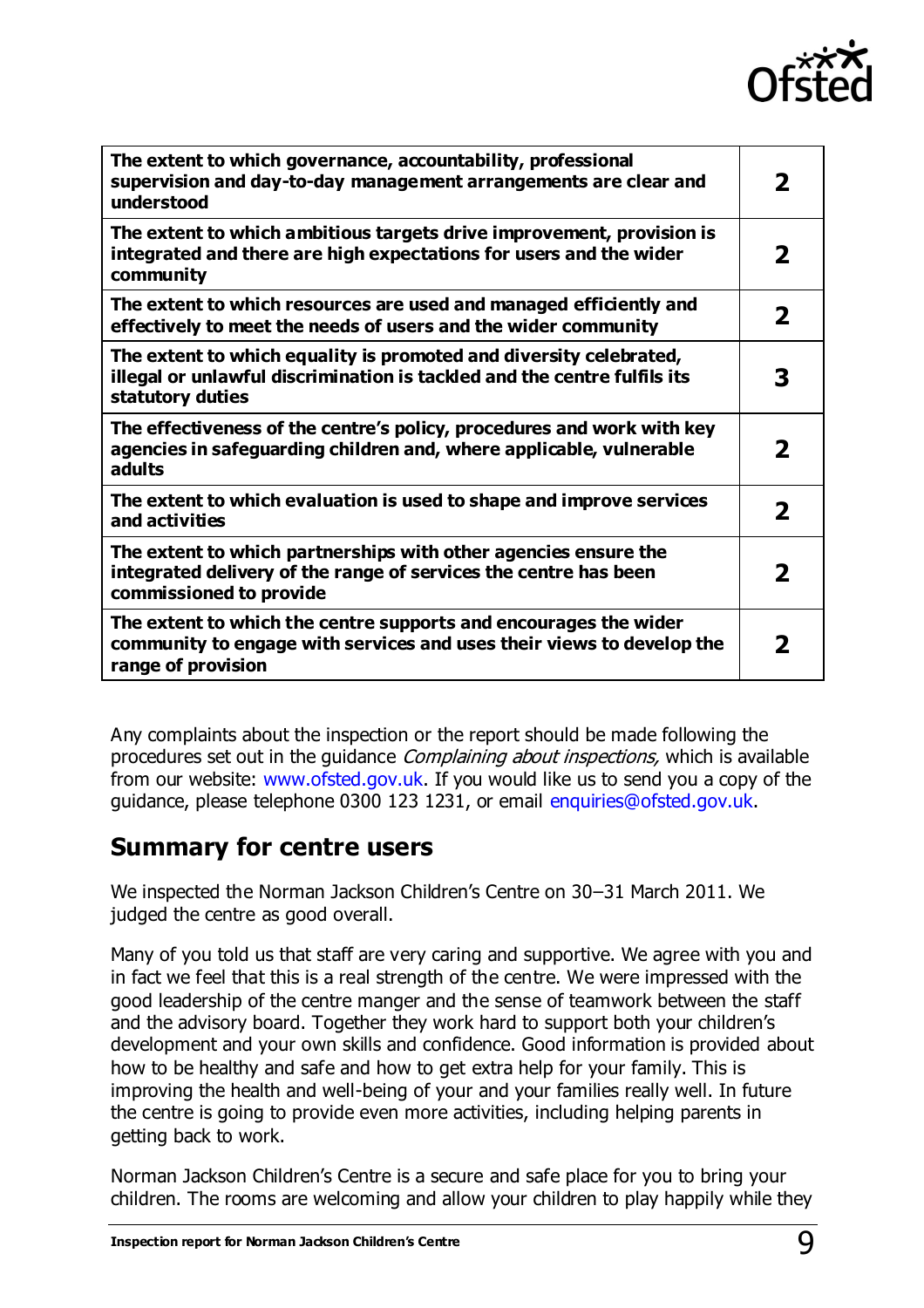| | |
|---|---|
| **The extent to which governance, accountability, professional supervision and day-to-day management arrangements are clear and understood** | **2** |
| **The extent to which ambitious targets drive improvement, provision is integrated and there are high expectations for users and the wider community** | **2** |
| **The extent to which resources are used and managed efficiently and effectively to meet the needs of users and the wider community** | **2** |
| **The extent to which equality is promoted and diversity celebrated, illegal or unlawful discrimination is tackled and the centre fulfils its statutory duties** | **3** |
| **The effectiveness of the centre's policy, procedures and work with key agencies in safeguarding children and, where applicable, vulnerable adults** | **2** |
| **The extent to which evaluation is used to shape and improve services and activities** | **2** |
| **The extent to which partnerships with other agencies ensure the integrated delivery of the range of services the centre has been commissioned to provide** | **2** |
| **The extent to which the centre supports and encourages the wider community to engage with services and uses their views to develop the range of provision** | **2** |

Any complaints about the inspection or the report should be made following the procedures set out in the guidance *Complaining about inspections,* which is available from our website: www.ofsted.gov.uk. If you would like us to send you a copy of the guidance, please telephone 0300 123 1231, or email enquiries@ofsted.gov.uk.

## Summary for centre users

We inspected the Norman Jackson Children's Centre on 30–31 March 2011. We judged the centre as good overall.

Many of you told us that staff are very caring and supportive. We agree with you and in fact we feel that this is a real strength of the centre. We were impressed with the good leadership of the centre manger and the sense of teamwork between the staff and the advisory board. Together they work hard to support both your children's development and your own skills and confidence. Good information is provided about how to be healthy and safe and how to get extra help for your family. This is improving the health and well-being of your and your families really well. In future the centre is going to provide even more activities, including helping parents in getting back to work.

Norman Jackson Children's Centre is a secure and safe place for you to bring your children. The rooms are welcoming and allow your children to play happily while they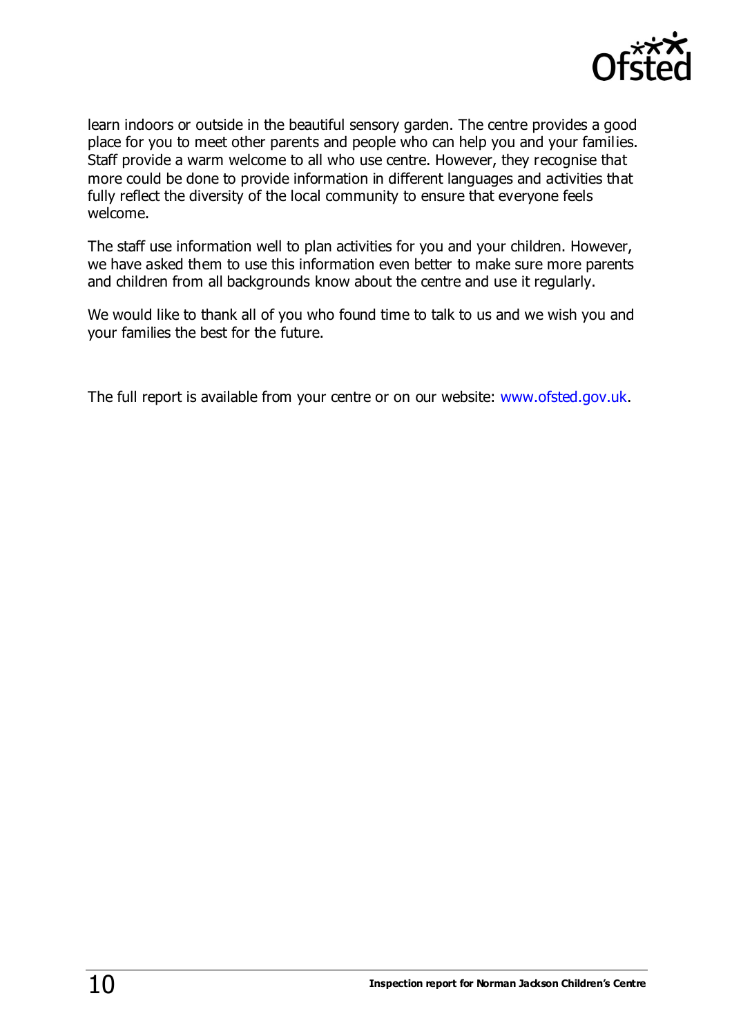learn indoors or outside in the beautiful sensory garden. The centre provides a good place for you to meet other parents and people who can help you and your families. Staff provide a warm welcome to all who use centre. However, they recognise that more could be done to provide information in different languages and activities that fully reflect the diversity of the local community to ensure that everyone feels welcome.

The staff use information well to plan activities for you and your children. However, we have asked them to use this information even better to make sure more parents and children from all backgrounds know about the centre and use it regularly.

We would like to thank all of you who found time to talk to us and we wish you and your families the best for the future.

The full report is available from your centre or on our website: www.ofsted.gov.uk.